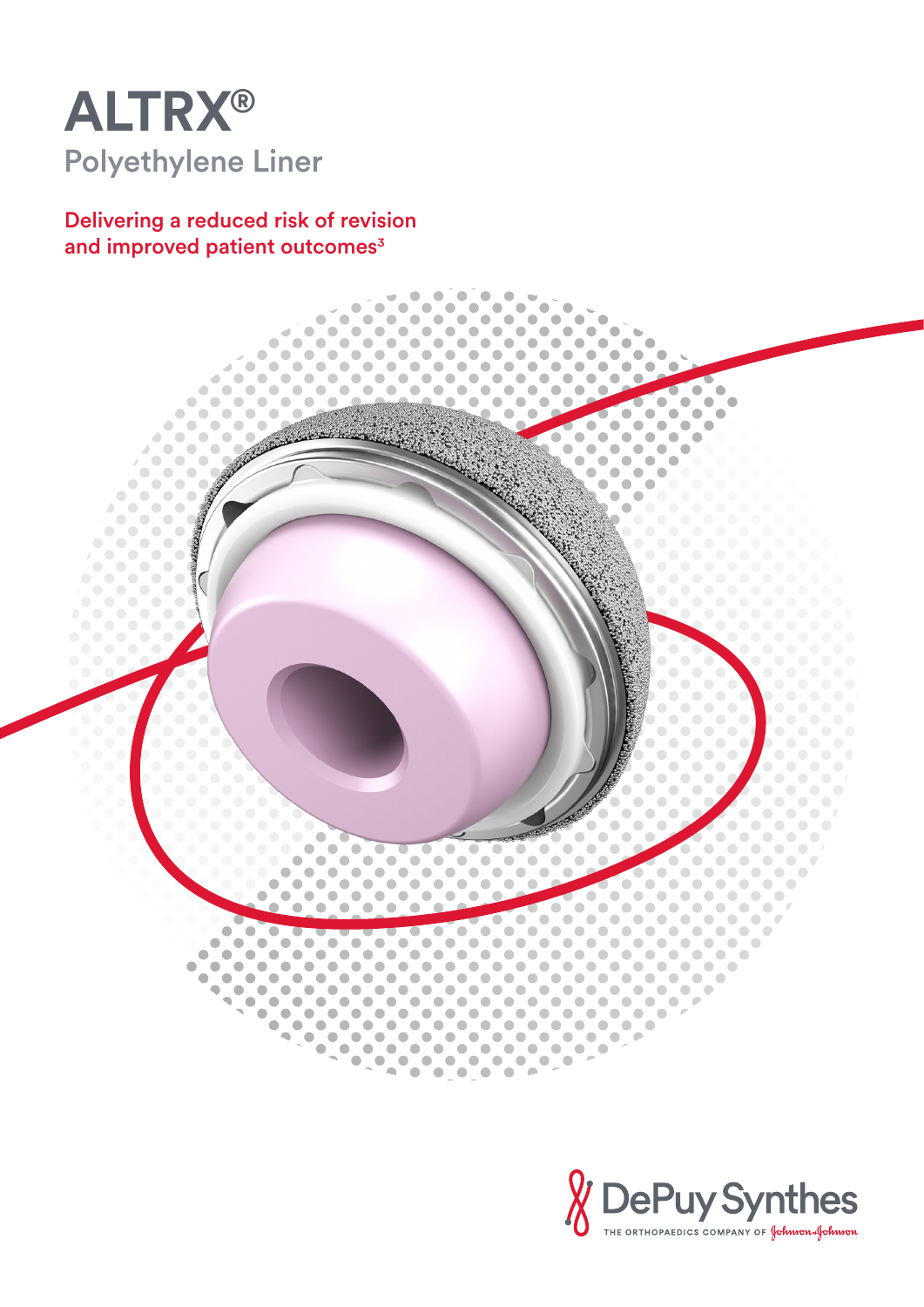# ALTRX®

## Polyethylene Liner

Delivering a reduced risk of revision and improved patient outcomes[3]

DePuy Synthes

THE ORTHOPAEDICS COMPANY OF Johnson & Johnson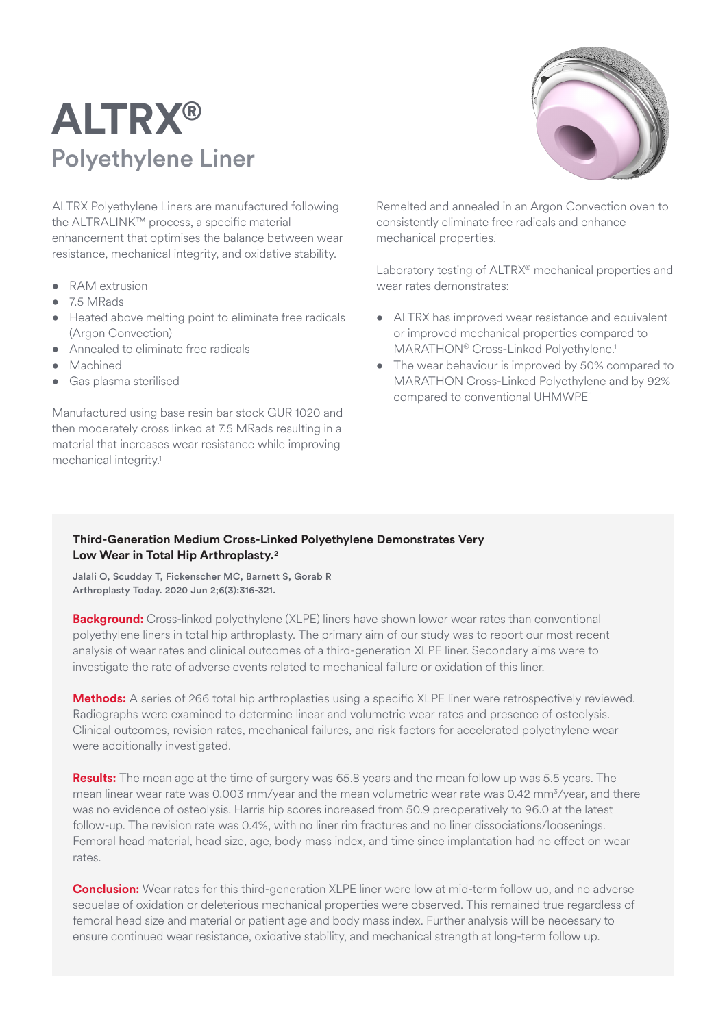# ALTRX®

## Polyethylene Liner

ALTRX Polyethylene Liners are manufactured following the ALTRALINK™ process, a specific material enhancement that optimises the balance between wear resistance, mechanical integrity, and oxidative stability.

- RAM extrusion
- 7.5 MRads
- Heated above melting point to eliminate free radicals (Argon Convection)
- Annealed to eliminate free radicals
- Machined
- Gas plasma sterilised

Manufactured using base resin bar stock GUR 1020 and then moderately cross linked at 7.5 MRads resulting in a material that increases wear resistance while improving mechanical integrity.[1]

Remelted and annealed in an Argon Convection oven to consistently eliminate free radicals and enhance mechanical properties.[1]

Laboratory testing of ALTRX® mechanical properties and wear rates demonstrates:

- ALTRX has improved wear resistance and equivalent or improved mechanical properties compared to MARATHON® Cross-Linked Polyethylene.[1]
- The wear behaviour is improved by 50% compared to MARATHON Cross-Linked Polyethylene and by 92% compared to conventional UHMWPE[1]

**Third-Generation Medium Cross-Linked Polyethylene Demonstrates Very Low Wear in Total Hip Arthroplasty.[2]**

**Jalali O, Scudday T, Fickenscher MC, Barnett S, Gorab R**
**Arthroplasty Today. 2020 Jun 2;6(3):316-321.**

**Background:** Cross-linked polyethylene (XLPE) liners have shown lower wear rates than conventional polyethylene liners in total hip arthroplasty. The primary aim of our study was to report our most recent analysis of wear rates and clinical outcomes of a third-generation XLPE liner. Secondary aims were to investigate the rate of adverse events related to mechanical failure or oxidation of this liner.

**Methods:** A series of 266 total hip arthroplasties using a specific XLPE liner were retrospectively reviewed. Radiographs were examined to determine linear and volumetric wear rates and presence of osteolysis. Clinical outcomes, revision rates, mechanical failures, and risk factors for accelerated polyethylene wear were additionally investigated.

**Results:** The mean age at the time of surgery was 65.8 years and the mean follow up was 5.5 years. The mean linear wear rate was 0.003 mm/year and the mean volumetric wear rate was 0.42 $mm^3$/year, and there was no evidence of osteolysis. Harris hip scores increased from 50.9 preoperatively to 96.0 at the latest follow-up. The revision rate was 0.4%, with no liner rim fractures and no liner dissociations/loosenings. Femoral head material, head size, age, body mass index, and time since implantation had no effect on wear rates.

**Conclusion:** Wear rates for this third-generation XLPE liner were low at mid-term follow up, and no adverse sequelae of oxidation or deleterious mechanical properties were observed. This remained true regardless of femoral head size and material or patient age and body mass index. Further analysis will be necessary to ensure continued wear resistance, oxidative stability, and mechanical strength at long-term follow up.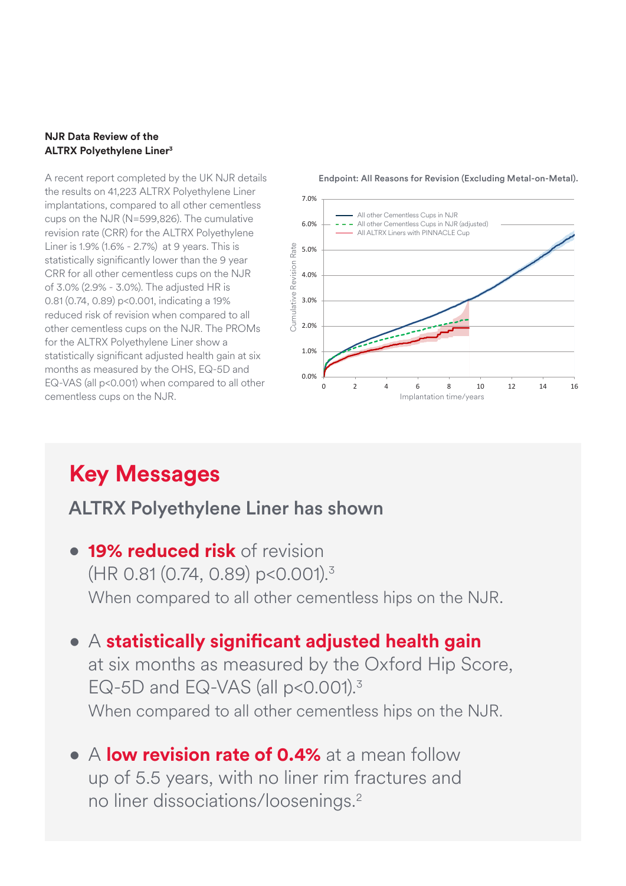**NJR Data Review of the ALTRX Polyethylene Liner**[3]

A recent report completed by the UK NJR details the results on 41,223 ALTRX Polyethylene Liner implantations, compared to all other cementless cups on the NJR (N=599,826). The cumulative revision rate (CRR) for the ALTRX Polyethylene Liner is 1.9% (1.6% - 2.7%) at 9 years. This is statistically significantly lower than the 9 year CRR for all other cementless cups on the NJR of 3.0% (2.9% - 3.0%). The adjusted HR is 0.81 (0.74, 0.89) $p<0.001$, indicating a 19% reduced risk of revision when compared to all other cementless cups on the NJR. The PROMs for the ALTRX Polyethylene Liner show a statistically significant adjusted health gain at six months as measured by the OHS, EQ-5D and EQ-VAS (all $p<0.001$) when compared to all other cementless cups on the NJR.

**Endpoint: All Reasons for Revision (Excluding Metal-on-Metal).**

Legend: All other Cementless Cups in NJR; All other Cementless Cups in NJR (adjusted); All ALTRX Liners with PINNACLE Cup

Y-axis: Cumulative Revision Rate (0.0% – 7.0%)
X-axis: Implantation time/years (0 – 16)

# Key Messages

## ALTRX Polyethylene Liner has shown

- **19% reduced risk** of revision (HR 0.81 (0.74, 0.89) $p<0.001$).[3]
  When compared to all other cementless hips on the NJR.

- A **statistically significant adjusted health gain** at six months as measured by the Oxford Hip Score, EQ-5D and EQ-VAS (all $p<0.001$).[3]
  When compared to all other cementless hips on the NJR.

- A **low revision rate of 0.4%** at a mean follow up of 5.5 years, with no liner rim fractures and no liner dissociations/loosenings.[2]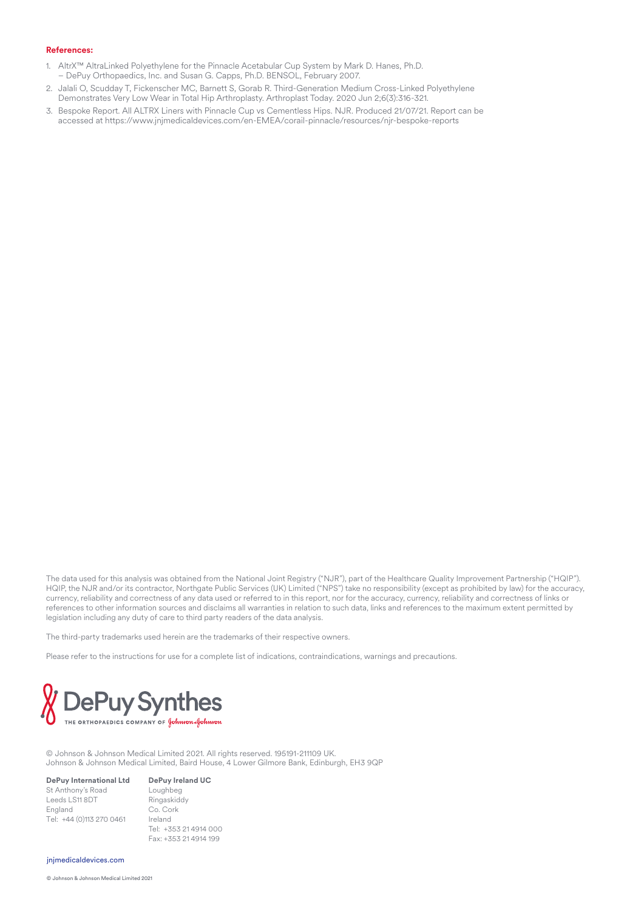**References:**

1. AltrX™ AltraLinked Polyethylene for the Pinnacle Acetabular Cup System by Mark D. Hanes, Ph.D. – DePuy Orthopaedics, Inc. and Susan G. Capps, Ph.D. BENSOL, February 2007.
2. Jalali O, Scudday T, Fickenscher MC, Barnett S, Gorab R. Third-Generation Medium Cross-Linked Polyethylene Demonstrates Very Low Wear in Total Hip Arthroplasty. Arthroplast Today. 2020 Jun 2;6(3):316-321.
3. Bespoke Report. All ALTRX Liners with Pinnacle Cup vs Cementless Hips. NJR. Produced 21/07/21. Report can be accessed at https://www.jnjmedicaldevices.com/en-EMEA/corail-pinnacle/resources/njr-bespoke-reports

The data used for this analysis was obtained from the National Joint Registry ("NJR"), part of the Healthcare Quality Improvement Partnership ("HQIP"). HQIP, the NJR and/or its contractor, Northgate Public Services (UK) Limited ("NPS") take no responsibility (except as prohibited by law) for the accuracy, currency, reliability and correctness of any data used or referred to in this report, nor for the accuracy, currency, reliability and correctness of links or references to other information sources and disclaims all warranties in relation to such data, links and references to the maximum extent permitted by legislation including any duty of care to third party readers of the data analysis.

The third-party trademarks used herein are the trademarks of their respective owners.

Please refer to the instructions for use for a complete list of indications, contraindications, warnings and precautions.

DePuy Synthes
THE ORTHOPAEDICS COMPANY OF Johnson & Johnson

© Johnson & Johnson Medical Limited 2021. All rights reserved. 195191-211109 UK.
Johnson & Johnson Medical Limited, Baird House, 4 Lower Gilmore Bank, Edinburgh, EH3 9QP

**DePuy International Ltd**
St Anthony's Road
Leeds LS11 8DT
England
Tel: +44 (0)113 270 0461

**DePuy Ireland UC**
Loughbeg
Ringaskiddy
Co. Cork
Ireland
Tel: +353 21 4914 000
Fax: +353 21 4914 199

jnjmedicaldevices.com

© Johnson & Johnson Medical Limited 2021